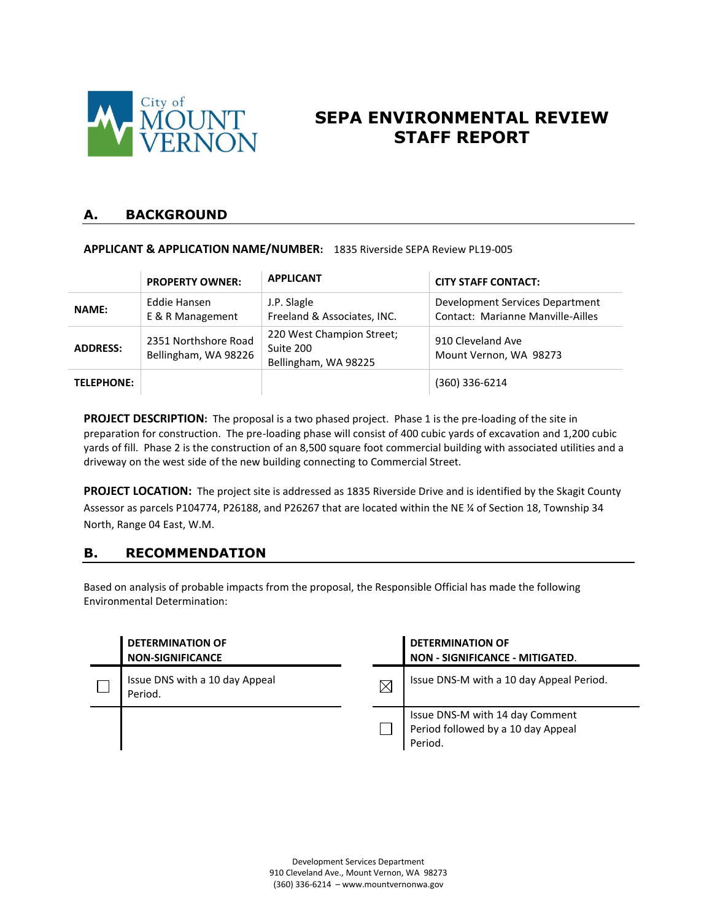City of MOUNT VERNON

# SEPA ENVIRONMENTAL REVIEW STAFF REPORT

## A. BACKGROUND

**APPLICANT & APPLICATION NAME/NUMBER:** 1835 Riverside SEPA Review PL19-005

| | PROPERTY OWNER: | APPLICANT | CITY STAFF CONTACT: |
|---|---|---|---|
| **NAME:** | Eddie Hansen<br>E & R Management | J.P. Slagle<br>Freeland & Associates, INC. | Development Services Department<br>Contact: Marianne Manville-Ailles |
| **ADDRESS:** | 2351 Northshore Road<br>Bellingham, WA 98226 | 220 West Champion Street; Suite 200<br>Bellingham, WA 98225 | 910 Cleveland Ave<br>Mount Vernon, WA 98273 |
| **TELEPHONE:** | | | (360) 336-6214 |

**PROJECT DESCRIPTION:** The proposal is a two phased project. Phase 1 is the pre-loading of the site in preparation for construction. The pre-loading phase will consist of 400 cubic yards of excavation and 1,200 cubic yards of fill. Phase 2 is the construction of an 8,500 square foot commercial building with associated utilities and a driveway on the west side of the new building connecting to Commercial Street.

**PROJECT LOCATION:** The project site is addressed as 1835 Riverside Drive and is identified by the Skagit County Assessor as parcels P104774, P26188, and P26267 that are located within the NE ¼ of Section 18, Township 34 North, Range 04 East, W.M.

## B. RECOMMENDATION

Based on analysis of probable impacts from the proposal, the Responsible Official has made the following Environmental Determination:

| | DETERMINATION OF NON-SIGNIFICANCE | | DETERMINATION OF NON - SIGNIFICANCE - MITIGATED. |
|---|---|---|---|
| ☐ | Issue DNS with a 10 day Appeal Period. | ☒ | Issue DNS-M with a 10 day Appeal Period. |
| | | ☐ | Issue DNS-M with 14 day Comment Period followed by a 10 day Appeal Period. |

Development Services Department
910 Cleveland Ave., Mount Vernon, WA 98273
(360) 336-6214 – www.mountvernonwa.gov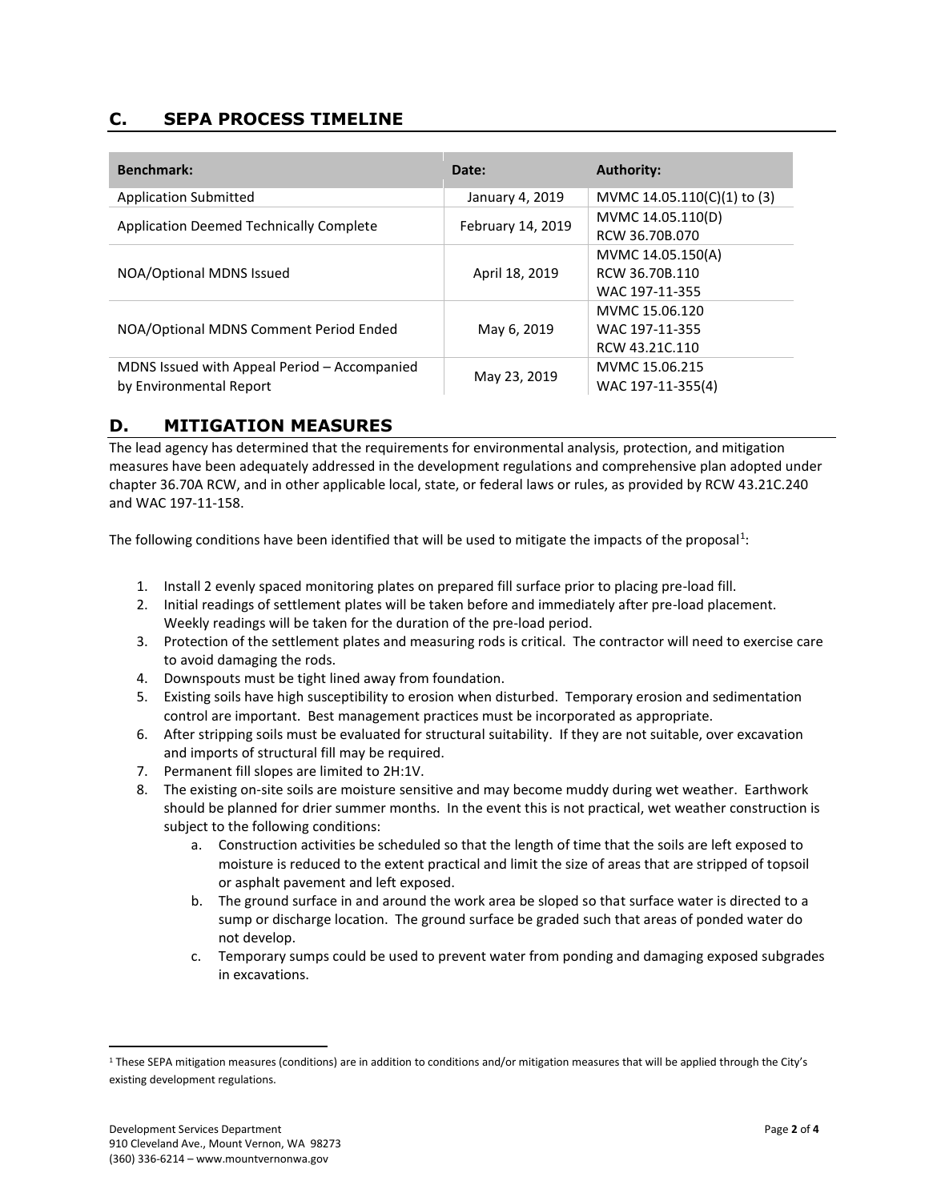## C. SEPA PROCESS TIMELINE

| Benchmark: | Date: | Authority: |
|---|---|---|
| Application Submitted | January 4, 2019 | MVMC 14.05.110(C)(1) to (3) |
| Application Deemed Technically Complete | February 14, 2019 | MVMC 14.05.110(D)<br>RCW 36.70B.070 |
| NOA/Optional MDNS Issued | April 18, 2019 | MVMC 14.05.150(A)<br>RCW 36.70B.110<br>WAC 197-11-355 |
| NOA/Optional MDNS Comment Period Ended | May 6, 2019 | MVMC 15.06.120<br>WAC 197-11-355<br>RCW 43.21C.110 |
| MDNS Issued with Appeal Period – Accompanied by Environmental Report | May 23, 2019 | MVMC 15.06.215<br>WAC 197-11-355(4) |

## D. MITIGATION MEASURES

The lead agency has determined that the requirements for environmental analysis, protection, and mitigation measures have been adequately addressed in the development regulations and comprehensive plan adopted under chapter 36.70A RCW, and in other applicable local, state, or federal laws or rules, as provided by RCW 43.21C.240 and WAC 197-11-158.

The following conditions have been identified that will be used to mitigate the impacts of the proposal[1]:

1. Install 2 evenly spaced monitoring plates on prepared fill surface prior to placing pre-load fill.
2. Initial readings of settlement plates will be taken before and immediately after pre-load placement. Weekly readings will be taken for the duration of the pre-load period.
3. Protection of the settlement plates and measuring rods is critical. The contractor will need to exercise care to avoid damaging the rods.
4. Downspouts must be tight lined away from foundation.
5. Existing soils have high susceptibility to erosion when disturbed. Temporary erosion and sedimentation control are important. Best management practices must be incorporated as appropriate.
6. After stripping soils must be evaluated for structural suitability. If they are not suitable, over excavation and imports of structural fill may be required.
7. Permanent fill slopes are limited to 2H:1V.
8. The existing on-site soils are moisture sensitive and may become muddy during wet weather. Earthwork should be planned for drier summer months. In the event this is not practical, wet weather construction is subject to the following conditions:
    a. Construction activities be scheduled so that the length of time that the soils are left exposed to moisture is reduced to the extent practical and limit the size of areas that are stripped of topsoil or asphalt pavement and left exposed.
    b. The ground surface in and around the work area be sloped so that surface water is directed to a sump or discharge location. The ground surface be graded such that areas of ponded water do not develop.
    c. Temporary sumps could be used to prevent water from ponding and damaging exposed subgrades in excavations.

[1] These SEPA mitigation measures (conditions) are in addition to conditions and/or mitigation measures that will be applied through the City's existing development regulations.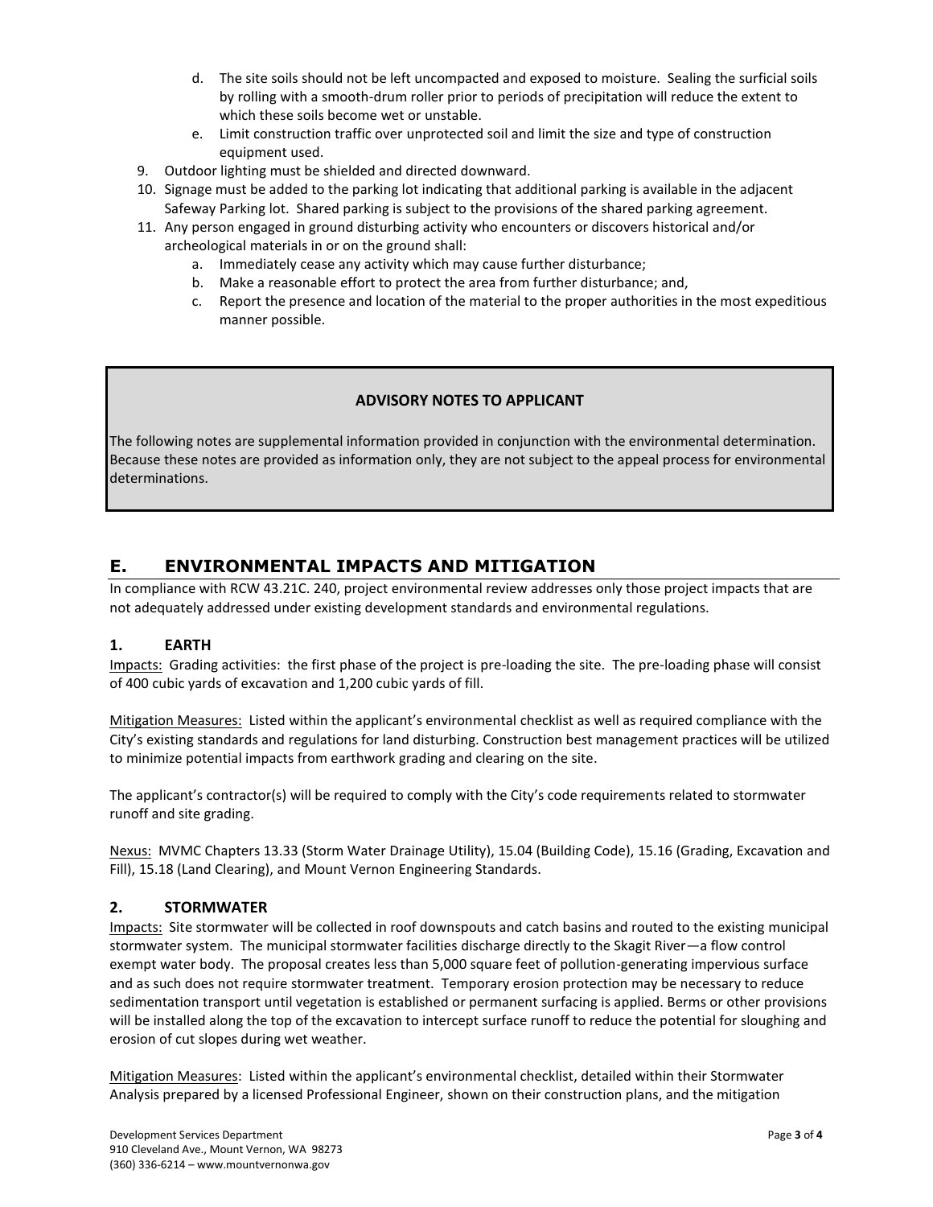d. The site soils should not be left uncompacted and exposed to moisture. Sealing the surficial soils by rolling with a smooth-drum roller prior to periods of precipitation will reduce the extent to which these soils become wet or unstable.
   e. Limit construction traffic over unprotected soil and limit the size and type of construction equipment used.

9. Outdoor lighting must be shielded and directed downward.
10. Signage must be added to the parking lot indicating that additional parking is available in the adjacent Safeway Parking lot. Shared parking is subject to the provisions of the shared parking agreement.
11. Any person engaged in ground disturbing activity who encounters or discovers historical and/or archeological materials in or on the ground shall:
    a. Immediately cease any activity which may cause further disturbance;
    b. Make a reasonable effort to protect the area from further disturbance; and,
    c. Report the presence and location of the material to the proper authorities in the most expeditious manner possible.

**ADVISORY NOTES TO APPLICANT**

The following notes are supplemental information provided in conjunction with the environmental determination. Because these notes are provided as information only, they are not subject to the appeal process for environmental determinations.

## E. ENVIRONMENTAL IMPACTS AND MITIGATION

In compliance with RCW 43.21C. 240, project environmental review addresses only those project impacts that are not adequately addressed under existing development standards and environmental regulations.

### 1. EARTH

Impacts: Grading activities: the first phase of the project is pre-loading the site. The pre-loading phase will consist of 400 cubic yards of excavation and 1,200 cubic yards of fill.

Mitigation Measures: Listed within the applicant's environmental checklist as well as required compliance with the City's existing standards and regulations for land disturbing. Construction best management practices will be utilized to minimize potential impacts from earthwork grading and clearing on the site.

The applicant's contractor(s) will be required to comply with the City's code requirements related to stormwater runoff and site grading.

Nexus: MVMC Chapters 13.33 (Storm Water Drainage Utility), 15.04 (Building Code), 15.16 (Grading, Excavation and Fill), 15.18 (Land Clearing), and Mount Vernon Engineering Standards.

### 2. STORMWATER

Impacts: Site stormwater will be collected in roof downspouts and catch basins and routed to the existing municipal stormwater system. The municipal stormwater facilities discharge directly to the Skagit River—a flow control exempt water body. The proposal creates less than 5,000 square feet of pollution-generating impervious surface and as such does not require stormwater treatment. Temporary erosion protection may be necessary to reduce sedimentation transport until vegetation is established or permanent surfacing is applied. Berms or other provisions will be installed along the top of the excavation to intercept surface runoff to reduce the potential for sloughing and erosion of cut slopes during wet weather.

Mitigation Measures: Listed within the applicant's environmental checklist, detailed within their Stormwater Analysis prepared by a licensed Professional Engineer, shown on their construction plans, and the mitigation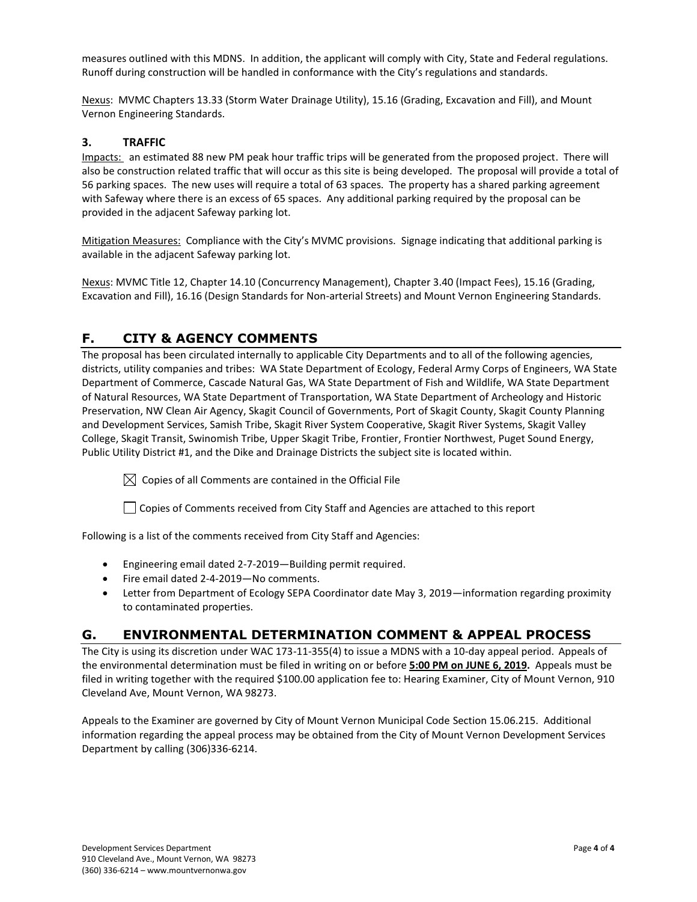measures outlined with this MDNS. In addition, the applicant will comply with City, State and Federal regulations. Runoff during construction will be handled in conformance with the City's regulations and standards.

Nexus: MVMC Chapters 13.33 (Storm Water Drainage Utility), 15.16 (Grading, Excavation and Fill), and Mount Vernon Engineering Standards.

### 3. TRAFFIC

Impacts: an estimated 88 new PM peak hour traffic trips will be generated from the proposed project. There will also be construction related traffic that will occur as this site is being developed. The proposal will provide a total of 56 parking spaces. The new uses will require a total of 63 spaces. The property has a shared parking agreement with Safeway where there is an excess of 65 spaces. Any additional parking required by the proposal can be provided in the adjacent Safeway parking lot.

Mitigation Measures: Compliance with the City's MVMC provisions. Signage indicating that additional parking is available in the adjacent Safeway parking lot.

Nexus: MVMC Title 12, Chapter 14.10 (Concurrency Management), Chapter 3.40 (Impact Fees), 15.16 (Grading, Excavation and Fill), 16.16 (Design Standards for Non-arterial Streets) and Mount Vernon Engineering Standards.

## F. CITY & AGENCY COMMENTS

The proposal has been circulated internally to applicable City Departments and to all of the following agencies, districts, utility companies and tribes: WA State Department of Ecology, Federal Army Corps of Engineers, WA State Department of Commerce, Cascade Natural Gas, WA State Department of Fish and Wildlife, WA State Department of Natural Resources, WA State Department of Transportation, WA State Department of Archeology and Historic Preservation, NW Clean Air Agency, Skagit Council of Governments, Port of Skagit County, Skagit County Planning and Development Services, Samish Tribe, Skagit River System Cooperative, Skagit River Systems, Skagit Valley College, Skagit Transit, Swinomish Tribe, Upper Skagit Tribe, Frontier, Frontier Northwest, Puget Sound Energy, Public Utility District #1, and the Dike and Drainage Districts the subject site is located within.

☒ Copies of all Comments are contained in the Official File

☐ Copies of Comments received from City Staff and Agencies are attached to this report

Following is a list of the comments received from City Staff and Agencies:

- Engineering email dated 2-7-2019—Building permit required.
- Fire email dated 2-4-2019—No comments.
- Letter from Department of Ecology SEPA Coordinator date May 3, 2019—information regarding proximity to contaminated properties.

## G. ENVIRONMENTAL DETERMINATION COMMENT & APPEAL PROCESS

The City is using its discretion under WAC 173-11-355(4) to issue a MDNS with a 10-day appeal period. Appeals of the environmental determination must be filed in writing on or before **5:00 PM on JUNE 6, 2019.** Appeals must be filed in writing together with the required $100.00 application fee to: Hearing Examiner, City of Mount Vernon, 910 Cleveland Ave, Mount Vernon, WA 98273.

Appeals to the Examiner are governed by City of Mount Vernon Municipal Code Section 15.06.215. Additional information regarding the appeal process may be obtained from the City of Mount Vernon Development Services Department by calling (306)336-6214.